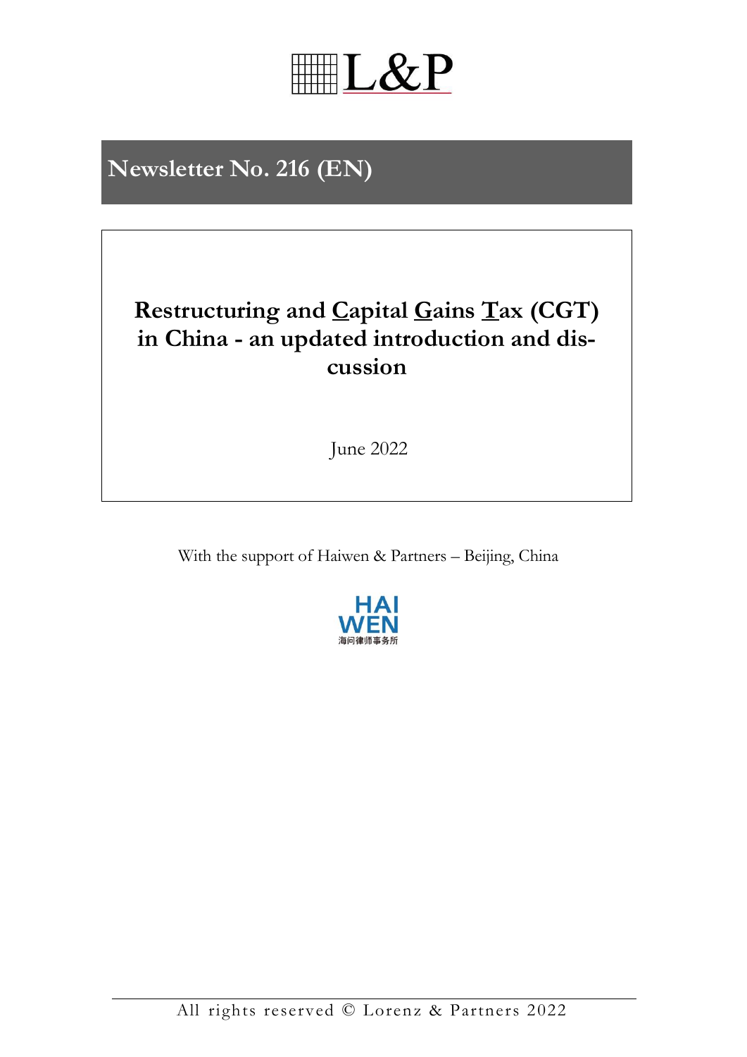L&P

# Newsletter No. 216 (EN)

## Restructuring and Capital Gains Tax (CGT) in China - an updated introduction and discussion

June 2022

With the support of Haiwen & Partners – Beijing, China

HAI WEN

海问律师事务所

All rights reserved © Lorenz & Partners 2022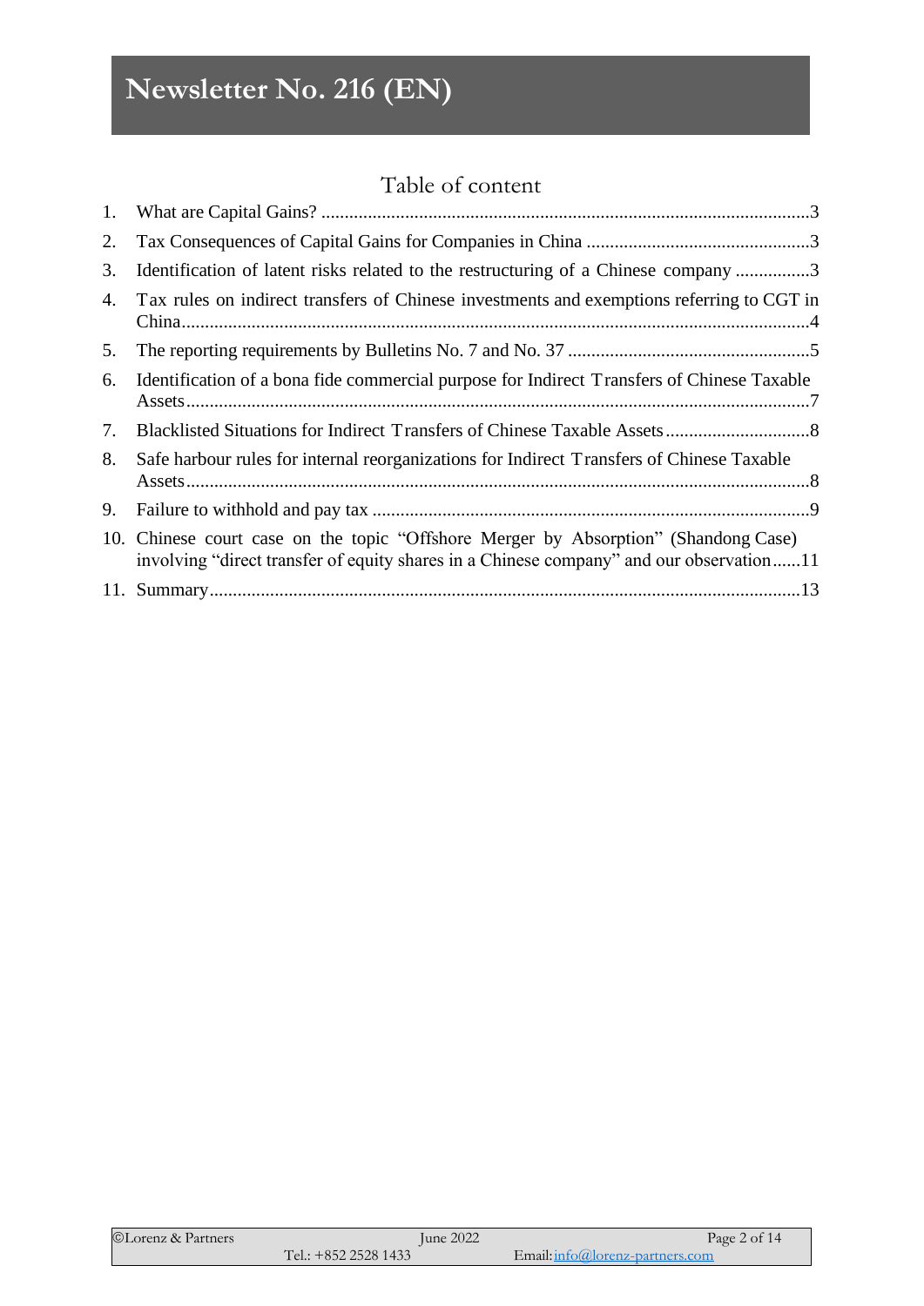# Newsletter No. 216 (EN)

## Table of content

1. What are Capital Gains? ........................................................................................................3
2. Tax Consequences of Capital Gains for Companies in China ................................................3
3. Identification of latent risks related to the restructuring of a Chinese company ................3
4. Tax rules on indirect transfers of Chinese investments and exemptions referring to CGT in China.....................................................................................................................................4
5. The reporting requirements by Bulletins No. 7 and No. 37 ....................................................5
6. Identification of a bona fide commercial purpose for Indirect Transfers of Chinese Taxable Assets....................................................................................................................................7
7. Blacklisted Situations for Indirect Transfers of Chinese Taxable Assets...............................8
8. Safe harbour rules for internal reorganizations for Indirect Transfers of Chinese Taxable Assets....................................................................................................................................8
9. Failure to withhold and pay tax .............................................................................................9
10. Chinese court case on the topic "Offshore Merger by Absorption" (Shandong Case) involving "direct transfer of equity shares in a Chinese company" and our observation......11
11. Summary..............................................................................................................................13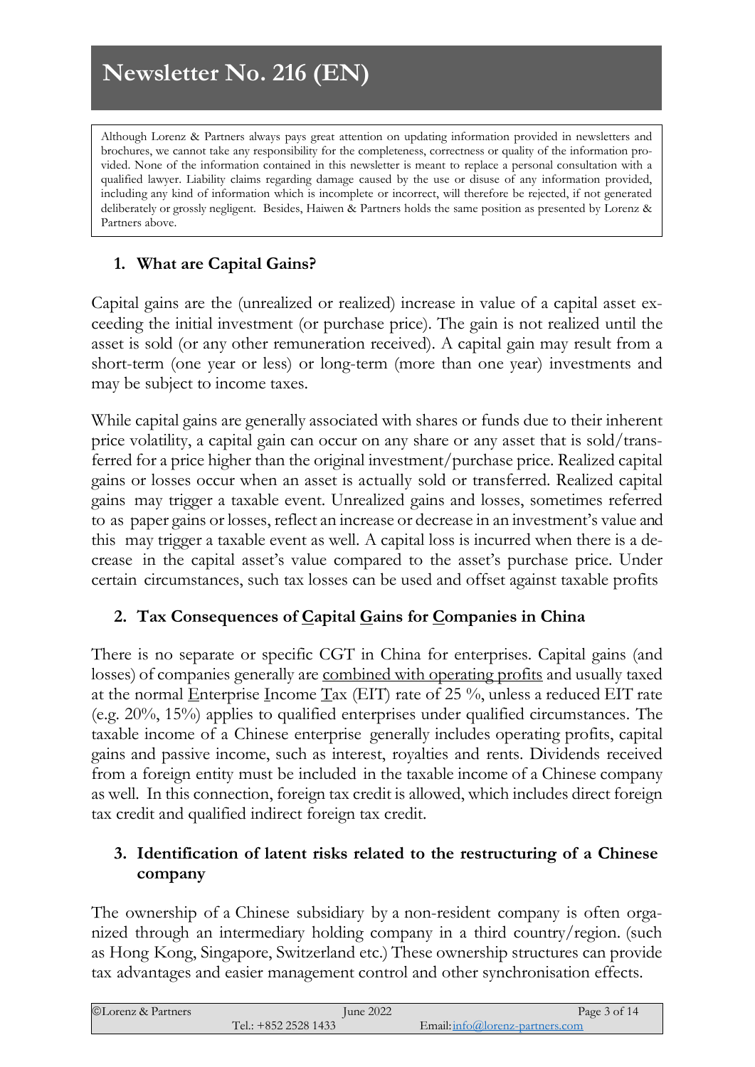# Newsletter No. 216 (EN)

Although Lorenz & Partners always pays great attention on updating information provided in newsletters and brochures, we cannot take any responsibility for the completeness, correctness or quality of the information provided. None of the information contained in this newsletter is meant to replace a personal consultation with a qualified lawyer. Liability claims regarding damage caused by the use or disuse of any information provided, including any kind of information which is incomplete or incorrect, will therefore be rejected, if not generated deliberately or grossly negligent. Besides, Haiwen & Partners holds the same position as presented by Lorenz & Partners above.

## 1. What are Capital Gains?

Capital gains are the (unrealized or realized) increase in value of a capital asset exceeding the initial investment (or purchase price). The gain is not realized until the asset is sold (or any other remuneration received). A capital gain may result from a short-term (one year or less) or long-term (more than one year) investments and may be subject to income taxes.

While capital gains are generally associated with shares or funds due to their inherent price volatility, a capital gain can occur on any share or any asset that is sold/transferred for a price higher than the original investment/purchase price. Realized capital gains or losses occur when an asset is actually sold or transferred. Realized capital gains may trigger a taxable event. Unrealized gains and losses, sometimes referred to as paper gains or losses, reflect an increase or decrease in an investment's value and this may trigger a taxable event as well. A capital loss is incurred when there is a decrease in the capital asset's value compared to the asset's purchase price. Under certain circumstances, such tax losses can be used and offset against taxable profits

## 2. Tax Consequences of Capital Gains for Companies in China

There is no separate or specific CGT in China for enterprises. Capital gains (and losses) of companies generally are combined with operating profits and usually taxed at the normal Enterprise Income Tax (EIT) rate of 25 %, unless a reduced EIT rate (e.g. 20%, 15%) applies to qualified enterprises under qualified circumstances. The taxable income of a Chinese enterprise generally includes operating profits, capital gains and passive income, such as interest, royalties and rents. Dividends received from a foreign entity must be included in the taxable income of a Chinese company as well. In this connection, foreign tax credit is allowed, which includes direct foreign tax credit and qualified indirect foreign tax credit.

## 3. Identification of latent risks related to the restructuring of a Chinese company

The ownership of a Chinese subsidiary by a non-resident company is often organized through an intermediary holding company in a third country/region. (such as Hong Kong, Singapore, Switzerland etc.) These ownership structures can provide tax advantages and easier management control and other synchronisation effects.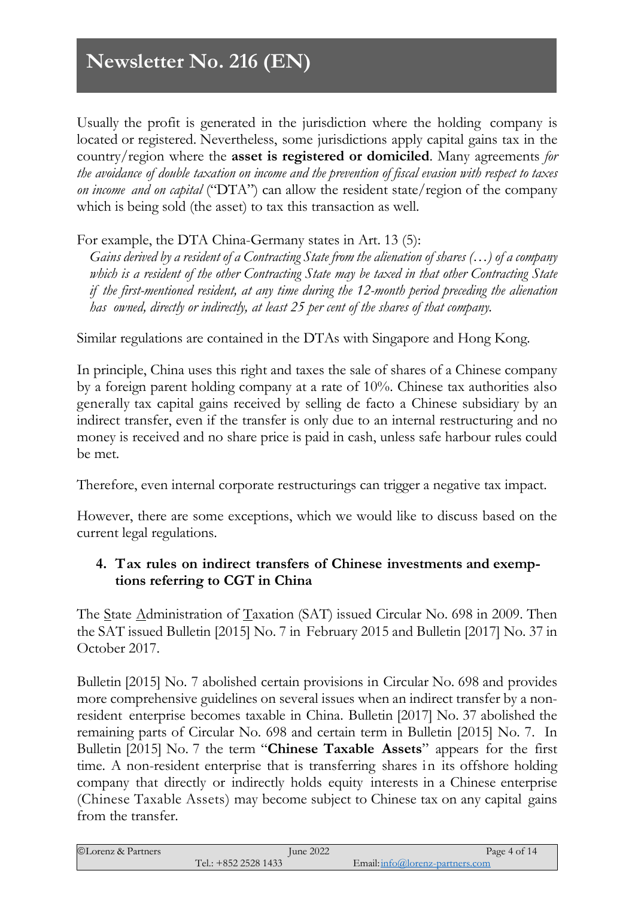Usually the profit is generated in the jurisdiction where the holding company is located or registered. Nevertheless, some jurisdictions apply capital gains tax in the country/region where the **asset is registered or domiciled**. Many agreements *for the avoidance of double taxation on income and the prevention of fiscal evasion with respect to taxes on income and on capital* ("DTA") can allow the resident state/region of the company which is being sold (the asset) to tax this transaction as well.

For example, the DTA China-Germany states in Art. 13 (5):

*Gains derived by a resident of a Contracting State from the alienation of shares (…) of a company which is a resident of the other Contracting State may be taxed in that other Contracting State if the first-mentioned resident, at any time during the 12-month period preceding the alienation has owned, directly or indirectly, at least 25 per cent of the shares of that company.*

Similar regulations are contained in the DTAs with Singapore and Hong Kong.

In principle, China uses this right and taxes the sale of shares of a Chinese company by a foreign parent holding company at a rate of 10%. Chinese tax authorities also generally tax capital gains received by selling de facto a Chinese subsidiary by an indirect transfer, even if the transfer is only due to an internal restructuring and no money is received and no share price is paid in cash, unless safe harbour rules could be met.

Therefore, even internal corporate restructurings can trigger a negative tax impact.

However, there are some exceptions, which we would like to discuss based on the current legal regulations.

### 4. Tax rules on indirect transfers of Chinese investments and exemptions referring to CGT in China

The State Administration of Taxation (SAT) issued Circular No. 698 in 2009. Then the SAT issued Bulletin [2015] No. 7 in February 2015 and Bulletin [2017] No. 37 in October 2017.

Bulletin [2015] No. 7 abolished certain provisions in Circular No. 698 and provides more comprehensive guidelines on several issues when an indirect transfer by a non-resident enterprise becomes taxable in China. Bulletin [2017] No. 37 abolished the remaining parts of Circular No. 698 and certain term in Bulletin [2015] No. 7. In Bulletin [2015] No. 7 the term "**Chinese Taxable Assets**" appears for the first time. A non-resident enterprise that is transferring shares in its offshore holding company that directly or indirectly holds equity interests in a Chinese enterprise (Chinese Taxable Assets) may become subject to Chinese tax on any capital gains from the transfer.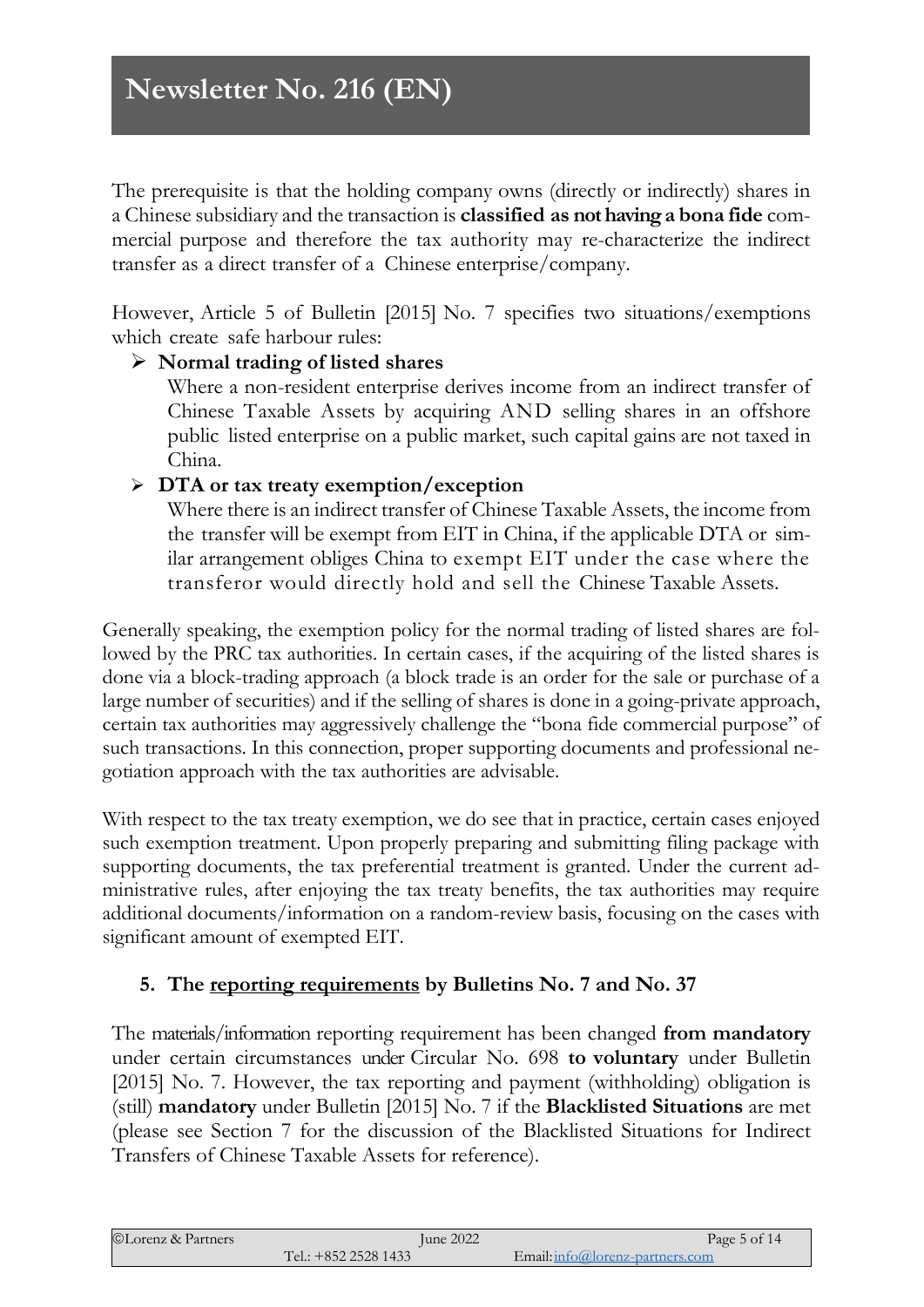The prerequisite is that the holding company owns (directly or indirectly) shares in a Chinese subsidiary and the transaction is **classified as not having a bona fide** commercial purpose and therefore the tax authority may re-characterize the indirect transfer as a direct transfer of a Chinese enterprise/company.

However, Article 5 of Bulletin [2015] No. 7 specifies two situations/exemptions which create safe harbour rules:

- **Normal trading of listed shares**
  Where a non-resident enterprise derives income from an indirect transfer of Chinese Taxable Assets by acquiring AND selling shares in an offshore public listed enterprise on a public market, such capital gains are not taxed in China.
- **DTA or tax treaty exemption/exception**
  Where there is an indirect transfer of Chinese Taxable Assets, the income from the transfer will be exempt from EIT in China, if the applicable DTA or similar arrangement obliges China to exempt EIT under the case where the transferor would directly hold and sell the Chinese Taxable Assets.

Generally speaking, the exemption policy for the normal trading of listed shares are followed by the PRC tax authorities. In certain cases, if the acquiring of the listed shares is done via a block-trading approach (a block trade is an order for the sale or purchase of a large number of securities) and if the selling of shares is done in a going-private approach, certain tax authorities may aggressively challenge the "bona fide commercial purpose" of such transactions. In this connection, proper supporting documents and professional negotiation approach with the tax authorities are advisable.

With respect to the tax treaty exemption, we do see that in practice, certain cases enjoyed such exemption treatment. Upon properly preparing and submitting filing package with supporting documents, the tax preferential treatment is granted. Under the current administrative rules, after enjoying the tax treaty benefits, the tax authorities may require additional documents/information on a random-review basis, focusing on the cases with significant amount of exempted EIT.

### 5. The <u>reporting requirements</u> by Bulletins No. 7 and No. 37

The materials/information reporting requirement has been changed **from mandatory** under certain circumstances under Circular No. 698 **to voluntary** under Bulletin [2015] No. 7. However, the tax reporting and payment (withholding) obligation is (still) **mandatory** under Bulletin [2015] No. 7 if the **Blacklisted Situations** are met (please see Section 7 for the discussion of the Blacklisted Situations for Indirect Transfers of Chinese Taxable Assets for reference).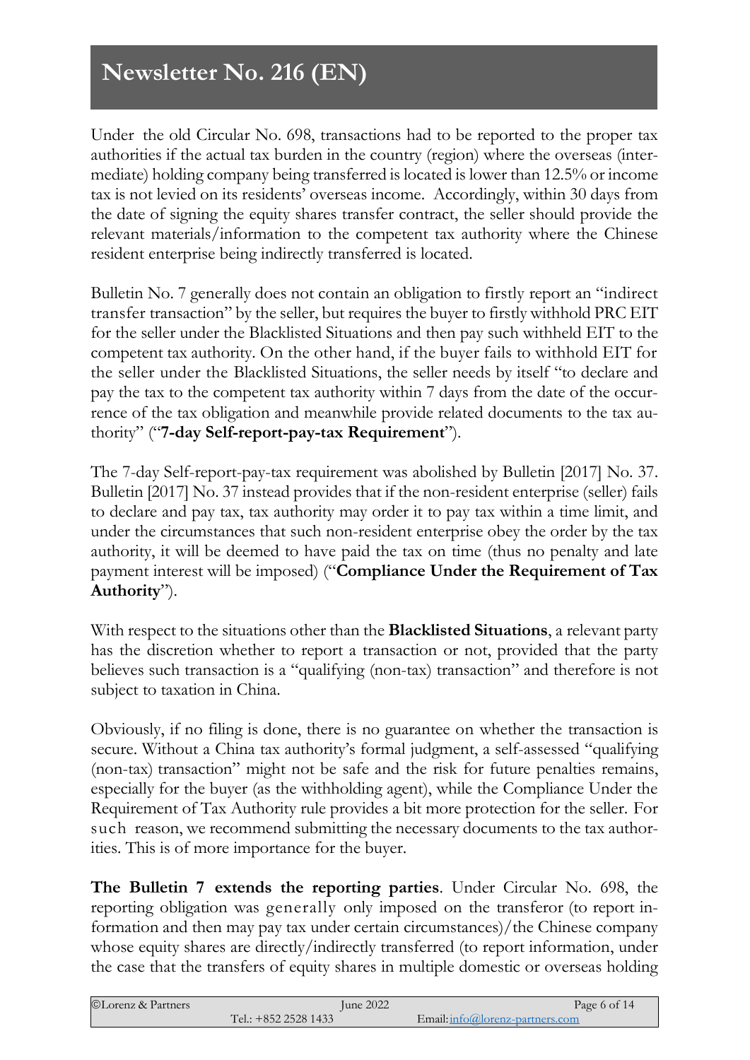Under the old Circular No. 698, transactions had to be reported to the proper tax authorities if the actual tax burden in the country (region) where the overseas (intermediate) holding company being transferred is located is lower than 12.5% or income tax is not levied on its residents' overseas income. Accordingly, within 30 days from the date of signing the equity shares transfer contract, the seller should provide the relevant materials/information to the competent tax authority where the Chinese resident enterprise being indirectly transferred is located.

Bulletin No. 7 generally does not contain an obligation to firstly report an "indirect transfer transaction" by the seller, but requires the buyer to firstly withhold PRC EIT for the seller under the Blacklisted Situations and then pay such withheld EIT to the competent tax authority. On the other hand, if the buyer fails to withhold EIT for the seller under the Blacklisted Situations, the seller needs by itself "to declare and pay the tax to the competent tax authority within 7 days from the date of the occurrence of the tax obligation and meanwhile provide related documents to the tax authority" ("**7-day Self-report-pay-tax Requirement**").

The 7-day Self-report-pay-tax requirement was abolished by Bulletin [2017] No. 37. Bulletin [2017] No. 37 instead provides that if the non-resident enterprise (seller) fails to declare and pay tax, tax authority may order it to pay tax within a time limit, and under the circumstances that such non-resident enterprise obey the order by the tax authority, it will be deemed to have paid the tax on time (thus no penalty and late payment interest will be imposed) ("**Compliance Under the Requirement of Tax Authority**").

With respect to the situations other than the **Blacklisted Situations**, a relevant party has the discretion whether to report a transaction or not, provided that the party believes such transaction is a "qualifying (non-tax) transaction" and therefore is not subject to taxation in China.

Obviously, if no filing is done, there is no guarantee on whether the transaction is secure. Without a China tax authority's formal judgment, a self-assessed "qualifying (non-tax) transaction" might not be safe and the risk for future penalties remains, especially for the buyer (as the withholding agent), while the Compliance Under the Requirement of Tax Authority rule provides a bit more protection for the seller. For such reason, we recommend submitting the necessary documents to the tax authorities. This is of more importance for the buyer.

**The Bulletin 7 extends the reporting parties**. Under Circular No. 698, the reporting obligation was generally only imposed on the transferor (to report information and then may pay tax under certain circumstances)/the Chinese company whose equity shares are directly/indirectly transferred (to report information, under the case that the transfers of equity shares in multiple domestic or overseas holding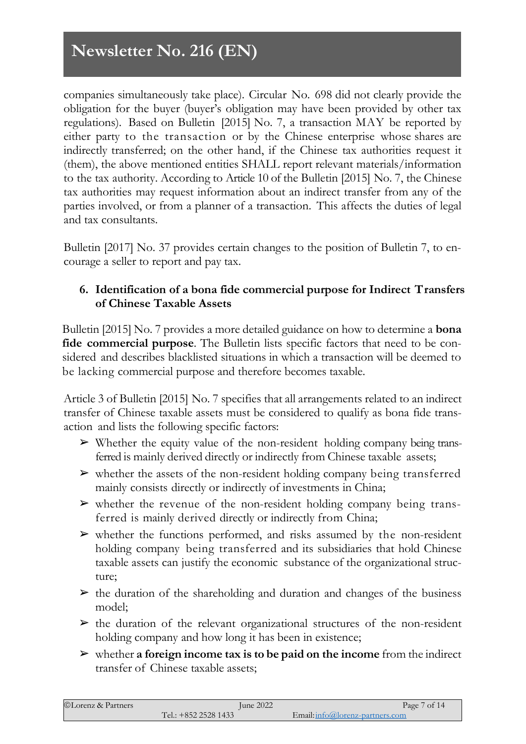companies simultaneously take place). Circular No. 698 did not clearly provide the obligation for the buyer (buyer's obligation may have been provided by other tax regulations). Based on Bulletin [2015] No. 7, a transaction MAY be reported by either party to the transaction or by the Chinese enterprise whose shares are indirectly transferred; on the other hand, if the Chinese tax authorities request it (them), the above mentioned entities SHALL report relevant materials/information to the tax authority. According to Article 10 of the Bulletin [2015] No. 7, the Chinese tax authorities may request information about an indirect transfer from any of the parties involved, or from a planner of a transaction. This affects the duties of legal and tax consultants.

Bulletin [2017] No. 37 provides certain changes to the position of Bulletin 7, to encourage a seller to report and pay tax.

## 6. Identification of a bona fide commercial purpose for Indirect Transfers of Chinese Taxable Assets

Bulletin [2015] No. 7 provides a more detailed guidance on how to determine a **bona fide commercial purpose**. The Bulletin lists specific factors that need to be considered and describes blacklisted situations in which a transaction will be deemed to be lacking commercial purpose and therefore becomes taxable.

Article 3 of Bulletin [2015] No. 7 specifies that all arrangements related to an indirect transfer of Chinese taxable assets must be considered to qualify as bona fide transaction and lists the following specific factors:

- Whether the equity value of the non-resident holding company being transferred is mainly derived directly or indirectly from Chinese taxable assets;
- whether the assets of the non-resident holding company being transferred mainly consists directly or indirectly of investments in China;
- whether the revenue of the non-resident holding company being transferred is mainly derived directly or indirectly from China;
- whether the functions performed, and risks assumed by the non-resident holding company being transferred and its subsidiaries that hold Chinese taxable assets can justify the economic substance of the organizational structure;
- the duration of the shareholding and duration and changes of the business model;
- the duration of the relevant organizational structures of the non-resident holding company and how long it has been in existence;
- whether **a foreign income tax is to be paid on the income** from the indirect transfer of Chinese taxable assets;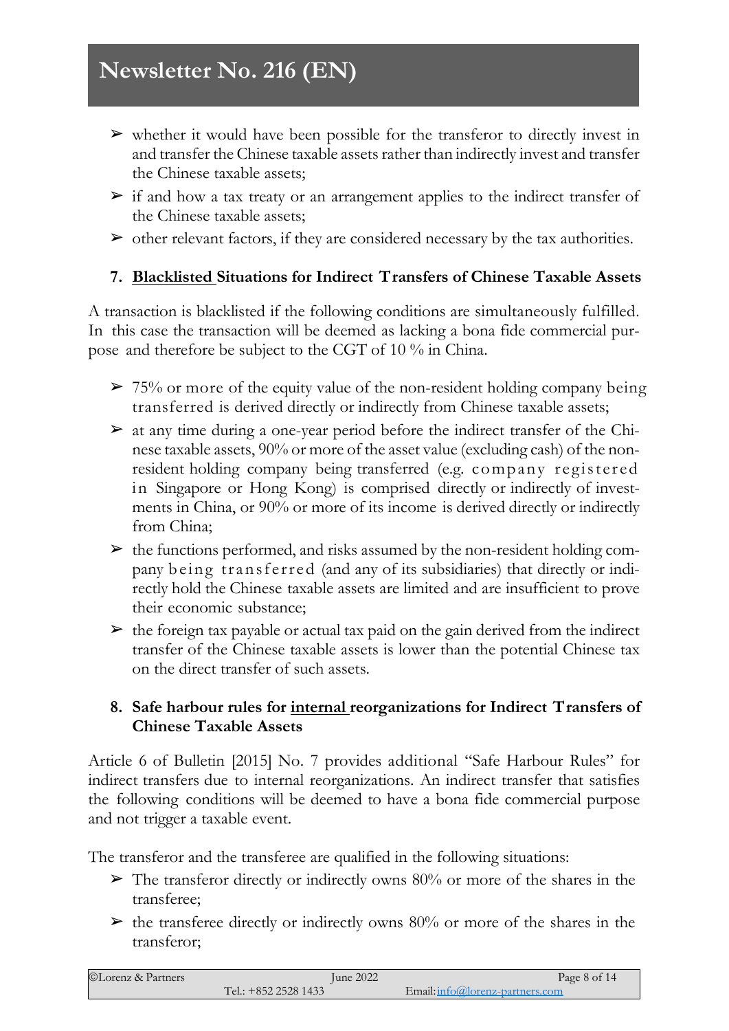- whether it would have been possible for the transferor to directly invest in and transfer the Chinese taxable assets rather than indirectly invest and transfer the Chinese taxable assets;
- if and how a tax treaty or an arrangement applies to the indirect transfer of the Chinese taxable assets;
- other relevant factors, if they are considered necessary by the tax authorities.

### 7. Blacklisted Situations for Indirect Transfers of Chinese Taxable Assets

A transaction is blacklisted if the following conditions are simultaneously fulfilled. In this case the transaction will be deemed as lacking a bona fide commercial purpose and therefore be subject to the CGT of 10 % in China.

- 75% or more of the equity value of the non-resident holding company being transferred is derived directly or indirectly from Chinese taxable assets;
- at any time during a one-year period before the indirect transfer of the Chinese taxable assets, 90% or more of the asset value (excluding cash) of the non-resident holding company being transferred (e.g. company registered in Singapore or Hong Kong) is comprised directly or indirectly of investments in China, or 90% or more of its income is derived directly or indirectly from China;
- the functions performed, and risks assumed by the non-resident holding company being transferred (and any of its subsidiaries) that directly or indirectly hold the Chinese taxable assets are limited and are insufficient to prove their economic substance;
- the foreign tax payable or actual tax paid on the gain derived from the indirect transfer of the Chinese taxable assets is lower than the potential Chinese tax on the direct transfer of such assets.

### 8. Safe harbour rules for internal reorganizations for Indirect Transfers of Chinese Taxable Assets

Article 6 of Bulletin [2015] No. 7 provides additional "Safe Harbour Rules" for indirect transfers due to internal reorganizations. An indirect transfer that satisfies the following conditions will be deemed to have a bona fide commercial purpose and not trigger a taxable event.

The transferor and the transferee are qualified in the following situations:

- The transferor directly or indirectly owns 80% or more of the shares in the transferee;
- the transferee directly or indirectly owns 80% or more of the shares in the transferor;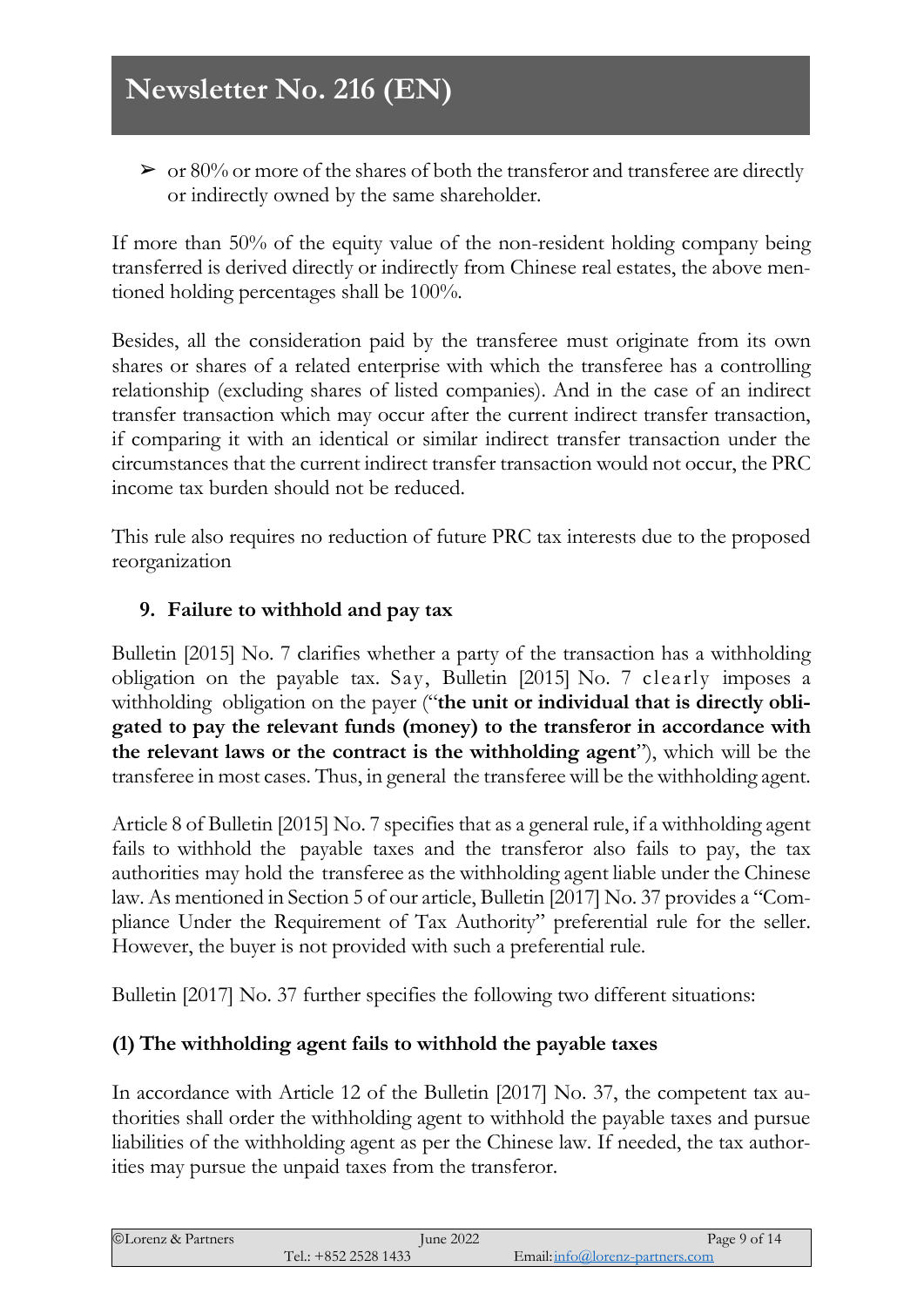- or 80% or more of the shares of both the transferor and transferee are directly or indirectly owned by the same shareholder.

If more than 50% of the equity value of the non-resident holding company being transferred is derived directly or indirectly from Chinese real estates, the above mentioned holding percentages shall be 100%.

Besides, all the consideration paid by the transferee must originate from its own shares or shares of a related enterprise with which the transferee has a controlling relationship (excluding shares of listed companies). And in the case of an indirect transfer transaction which may occur after the current indirect transfer transaction, if comparing it with an identical or similar indirect transfer transaction under the circumstances that the current indirect transfer transaction would not occur, the PRC income tax burden should not be reduced.

This rule also requires no reduction of future PRC tax interests due to the proposed reorganization

## 9. Failure to withhold and pay tax

Bulletin [2015] No. 7 clarifies whether a party of the transaction has a withholding obligation on the payable tax. Say, Bulletin [2015] No. 7 clearly imposes a withholding obligation on the payer ("**the unit or individual that is directly obligated to pay the relevant funds (money) to the transferor in accordance with the relevant laws or the contract is the withholding agent**"), which will be the transferee in most cases. Thus, in general the transferee will be the withholding agent.

Article 8 of Bulletin [2015] No. 7 specifies that as a general rule, if a withholding agent fails to withhold the payable taxes and the transferor also fails to pay, the tax authorities may hold the transferee as the withholding agent liable under the Chinese law. As mentioned in Section 5 of our article, Bulletin [2017] No. 37 provides a "Compliance Under the Requirement of Tax Authority" preferential rule for the seller. However, the buyer is not provided with such a preferential rule.

Bulletin [2017] No. 37 further specifies the following two different situations:

### (1) The withholding agent fails to withhold the payable taxes

In accordance with Article 12 of the Bulletin [2017] No. 37, the competent tax authorities shall order the withholding agent to withhold the payable taxes and pursue liabilities of the withholding agent as per the Chinese law. If needed, the tax authorities may pursue the unpaid taxes from the transferor.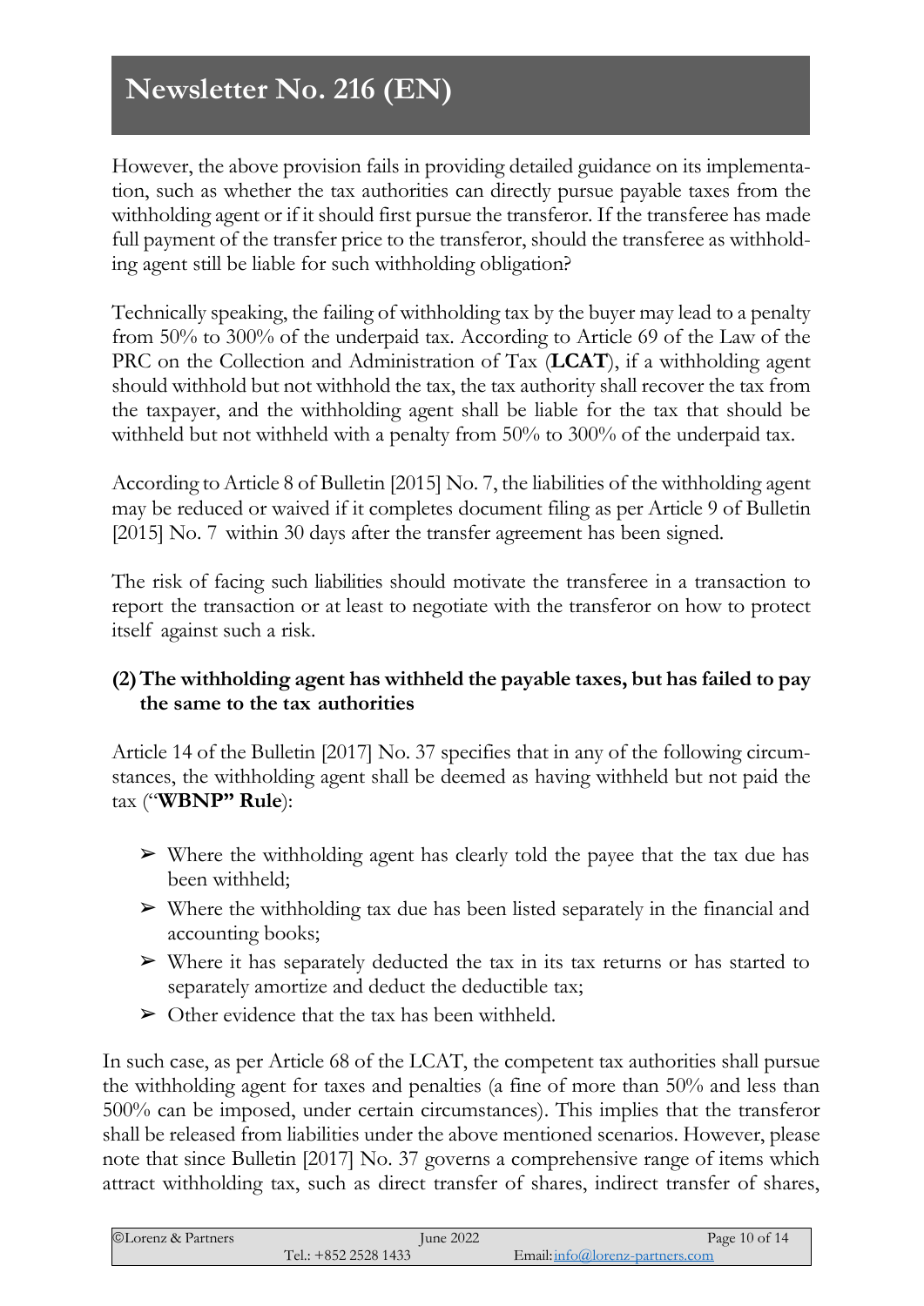However, the above provision fails in providing detailed guidance on its implementation, such as whether the tax authorities can directly pursue payable taxes from the withholding agent or if it should first pursue the transferor. If the transferee has made full payment of the transfer price to the transferor, should the transferee as withholding agent still be liable for such withholding obligation?

Technically speaking, the failing of withholding tax by the buyer may lead to a penalty from 50% to 300% of the underpaid tax. According to Article 69 of the Law of the PRC on the Collection and Administration of Tax (**LCAT**), if a withholding agent should withhold but not withhold the tax, the tax authority shall recover the tax from the taxpayer, and the withholding agent shall be liable for the tax that should be withheld but not withheld with a penalty from 50% to 300% of the underpaid tax.

According to Article 8 of Bulletin [2015] No. 7, the liabilities of the withholding agent may be reduced or waived if it completes document filing as per Article 9 of Bulletin [2015] No. 7 within 30 days after the transfer agreement has been signed.

The risk of facing such liabilities should motivate the transferee in a transaction to report the transaction or at least to negotiate with the transferor on how to protect itself against such a risk.

**(2) The withholding agent has withheld the payable taxes, but has failed to pay the same to the tax authorities**

Article 14 of the Bulletin [2017] No. 37 specifies that in any of the following circumstances, the withholding agent shall be deemed as having withheld but not paid the tax ("**WBNP" Rule**):

- Where the withholding agent has clearly told the payee that the tax due has been withheld;
- Where the withholding tax due has been listed separately in the financial and accounting books;
- Where it has separately deducted the tax in its tax returns or has started to separately amortize and deduct the deductible tax;
- Other evidence that the tax has been withheld.

In such case, as per Article 68 of the LCAT, the competent tax authorities shall pursue the withholding agent for taxes and penalties (a fine of more than 50% and less than 500% can be imposed, under certain circumstances). This implies that the transferor shall be released from liabilities under the above mentioned scenarios. However, please note that since Bulletin [2017] No. 37 governs a comprehensive range of items which attract withholding tax, such as direct transfer of shares, indirect transfer of shares,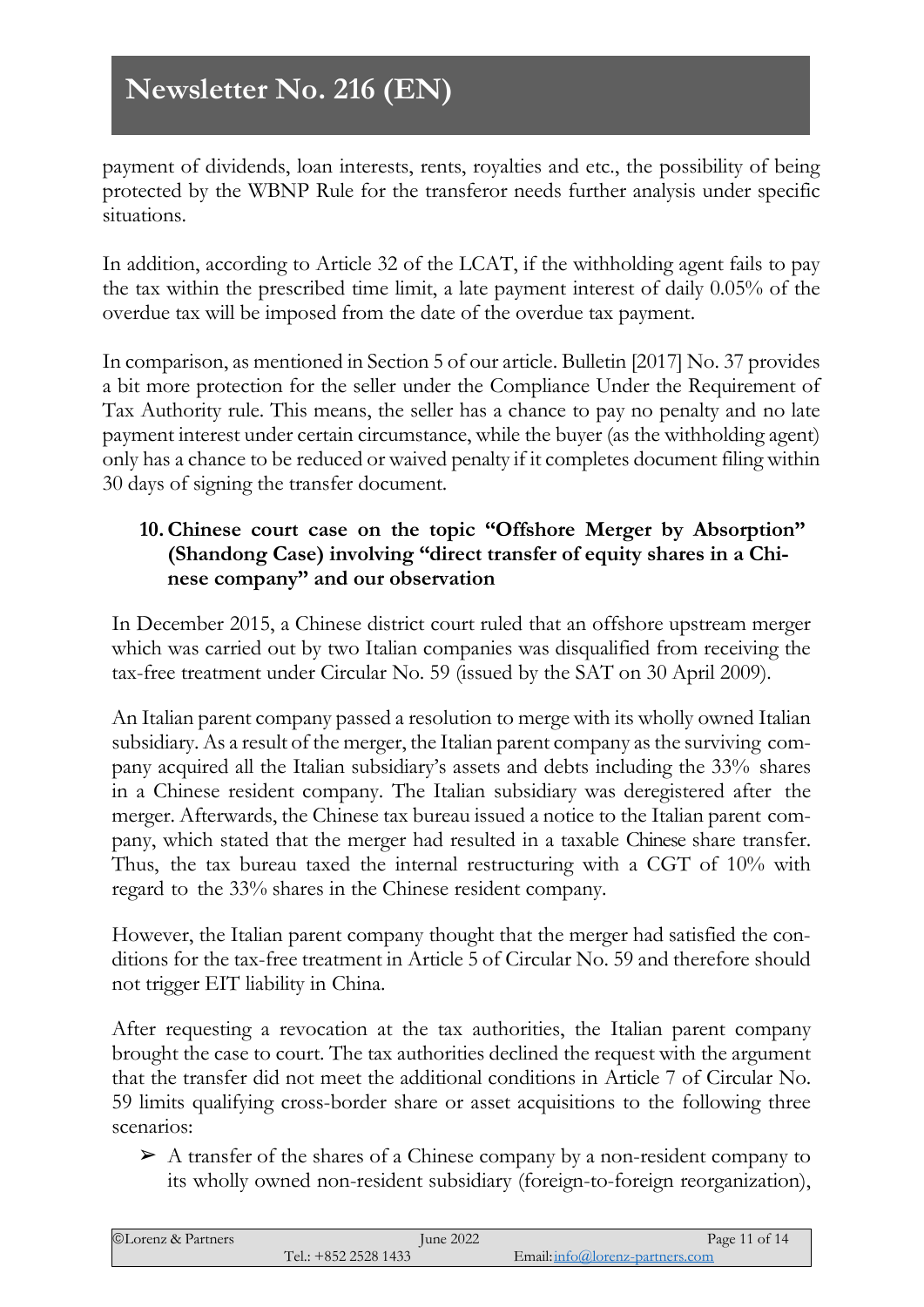payment of dividends, loan interests, rents, royalties and etc., the possibility of being protected by the WBNP Rule for the transferor needs further analysis under specific situations.

In addition, according to Article 32 of the LCAT, if the withholding agent fails to pay the tax within the prescribed time limit, a late payment interest of daily 0.05% of the overdue tax will be imposed from the date of the overdue tax payment.

In comparison, as mentioned in Section 5 of our article. Bulletin [2017] No. 37 provides a bit more protection for the seller under the Compliance Under the Requirement of Tax Authority rule. This means, the seller has a chance to pay no penalty and no late payment interest under certain circumstance, while the buyer (as the withholding agent) only has a chance to be reduced or waived penalty if it completes document filing within 30 days of signing the transfer document.

### 10. Chinese court case on the topic "Offshore Merger by Absorption" (Shandong Case) involving "direct transfer of equity shares in a Chinese company" and our observation

In December 2015, a Chinese district court ruled that an offshore upstream merger which was carried out by two Italian companies was disqualified from receiving the tax-free treatment under Circular No. 59 (issued by the SAT on 30 April 2009).

An Italian parent company passed a resolution to merge with its wholly owned Italian subsidiary. As a result of the merger, the Italian parent company as the surviving company acquired all the Italian subsidiary's assets and debts including the 33% shares in a Chinese resident company. The Italian subsidiary was deregistered after the merger. Afterwards, the Chinese tax bureau issued a notice to the Italian parent company, which stated that the merger had resulted in a taxable Chinese share transfer. Thus, the tax bureau taxed the internal restructuring with a CGT of 10% with regard to the 33% shares in the Chinese resident company.

However, the Italian parent company thought that the merger had satisfied the conditions for the tax-free treatment in Article 5 of Circular No. 59 and therefore should not trigger EIT liability in China.

After requesting a revocation at the tax authorities, the Italian parent company brought the case to court. The tax authorities declined the request with the argument that the transfer did not meet the additional conditions in Article 7 of Circular No. 59 limits qualifying cross-border share or asset acquisitions to the following three scenarios:

- A transfer of the shares of a Chinese company by a non-resident company to its wholly owned non-resident subsidiary (foreign-to-foreign reorganization),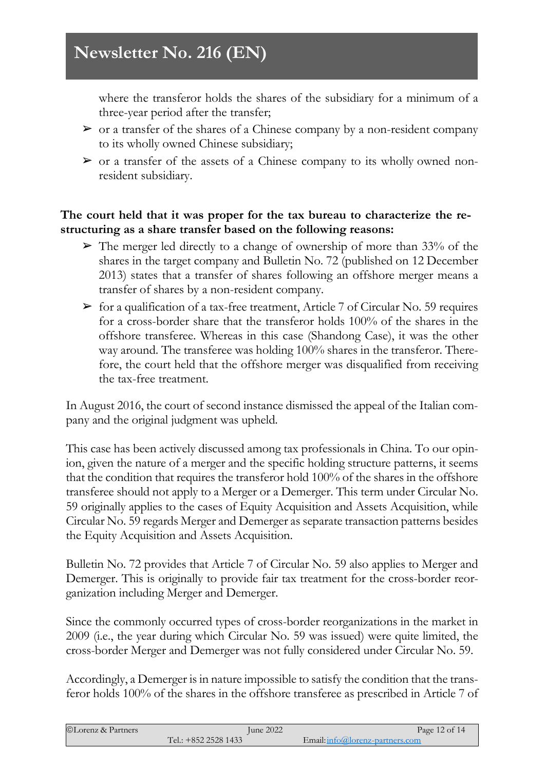where the transferor holds the shares of the subsidiary for a minimum of a three-year period after the transfer;

- ➢ or a transfer of the shares of a Chinese company by a non-resident company to its wholly owned Chinese subsidiary;
- ➢ or a transfer of the assets of a Chinese company to its wholly owned non-resident subsidiary.

**The court held that it was proper for the tax bureau to characterize the restructuring as a share transfer based on the following reasons:**

- ➢ The merger led directly to a change of ownership of more than 33% of the shares in the target company and Bulletin No. 72 (published on 12 December 2013) states that a transfer of shares following an offshore merger means a transfer of shares by a non-resident company.
- ➢ for a qualification of a tax-free treatment, Article 7 of Circular No. 59 requires for a cross-border share that the transferor holds 100% of the shares in the offshore transferee. Whereas in this case (Shandong Case), it was the other way around. The transferee was holding 100% shares in the transferor. Therefore, the court held that the offshore merger was disqualified from receiving the tax-free treatment.

In August 2016, the court of second instance dismissed the appeal of the Italian company and the original judgment was upheld.

This case has been actively discussed among tax professionals in China. To our opinion, given the nature of a merger and the specific holding structure patterns, it seems that the condition that requires the transferor hold 100% of the shares in the offshore transferee should not apply to a Merger or a Demerger. This term under Circular No. 59 originally applies to the cases of Equity Acquisition and Assets Acquisition, while Circular No. 59 regards Merger and Demerger as separate transaction patterns besides the Equity Acquisition and Assets Acquisition.

Bulletin No. 72 provides that Article 7 of Circular No. 59 also applies to Merger and Demerger. This is originally to provide fair tax treatment for the cross-border reorganization including Merger and Demerger.

Since the commonly occurred types of cross-border reorganizations in the market in 2009 (i.e., the year during which Circular No. 59 was issued) were quite limited, the cross-border Merger and Demerger was not fully considered under Circular No. 59.

Accordingly, a Demerger is in nature impossible to satisfy the condition that the transferor holds 100% of the shares in the offshore transferee as prescribed in Article 7 of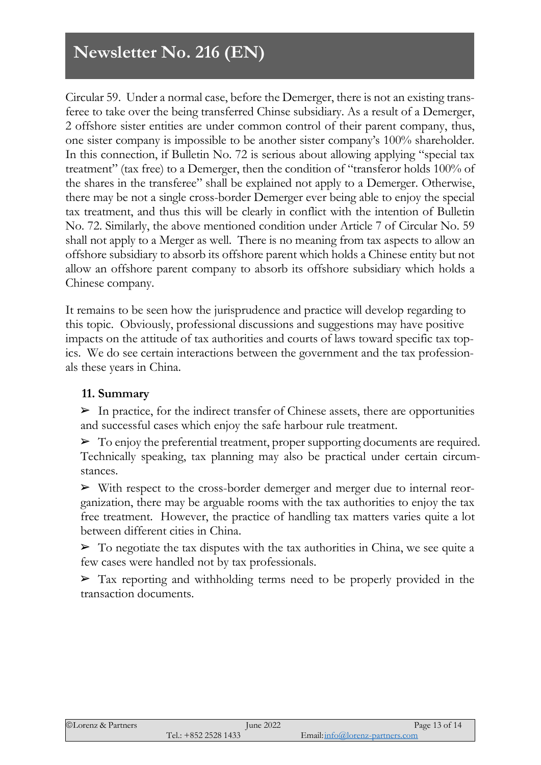Circular 59. Under a normal case, before the Demerger, there is not an existing transferee to take over the being transferred Chinse subsidiary. As a result of a Demerger, 2 offshore sister entities are under common control of their parent company, thus, one sister company is impossible to be another sister company's 100% shareholder. In this connection, if Bulletin No. 72 is serious about allowing applying "special tax treatment" (tax free) to a Demerger, then the condition of "transferor holds 100% of the shares in the transferee" shall be explained not apply to a Demerger. Otherwise, there may be not a single cross-border Demerger ever being able to enjoy the special tax treatment, and thus this will be clearly in conflict with the intention of Bulletin No. 72. Similarly, the above mentioned condition under Article 7 of Circular No. 59 shall not apply to a Merger as well. There is no meaning from tax aspects to allow an offshore subsidiary to absorb its offshore parent which holds a Chinese entity but not allow an offshore parent company to absorb its offshore subsidiary which holds a Chinese company.

It remains to be seen how the jurisprudence and practice will develop regarding to this topic. Obviously, professional discussions and suggestions may have positive impacts on the attitude of tax authorities and courts of laws toward specific tax topics. We do see certain interactions between the government and the tax professionals these years in China.

### 11. Summary

- In practice, for the indirect transfer of Chinese assets, there are opportunities and successful cases which enjoy the safe harbour rule treatment.
- To enjoy the preferential treatment, proper supporting documents are required. Technically speaking, tax planning may also be practical under certain circumstances.
- With respect to the cross-border demerger and merger due to internal reorganization, there may be arguable rooms with the tax authorities to enjoy the tax free treatment. However, the practice of handling tax matters varies quite a lot between different cities in China.
- To negotiate the tax disputes with the tax authorities in China, we see quite a few cases were handled not by tax professionals.
- Tax reporting and withholding terms need to be properly provided in the transaction documents.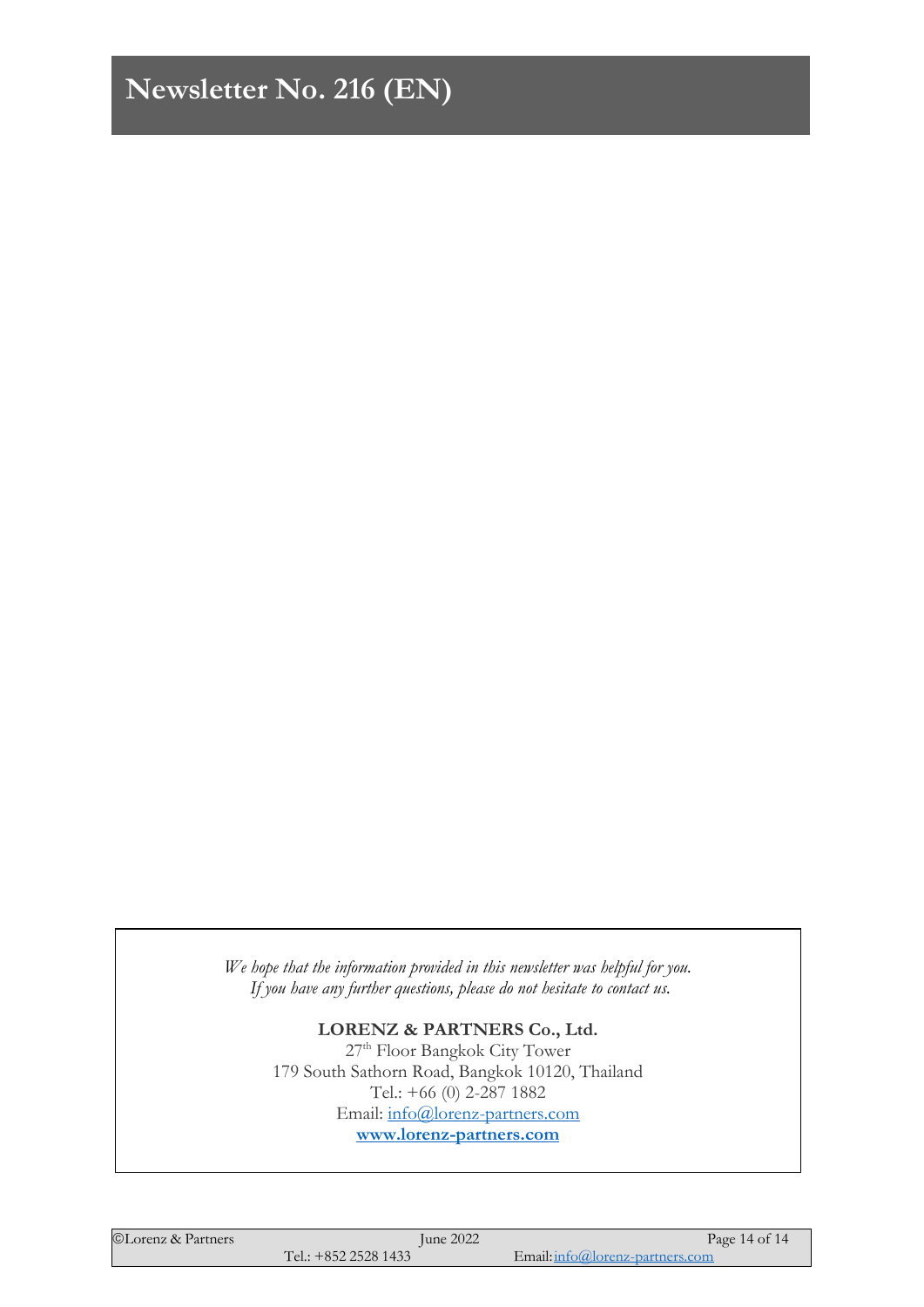*We hope that the information provided in this newsletter was helpful for you.*
*If you have any further questions, please do not hesitate to contact us.*

**LORENZ & PARTNERS Co., Ltd.**
27th Floor Bangkok City Tower
179 South Sathorn Road, Bangkok 10120, Thailand
Tel.: +66 (0) 2-287 1882
Email: info@lorenz-partners.com
**www.lorenz-partners.com**